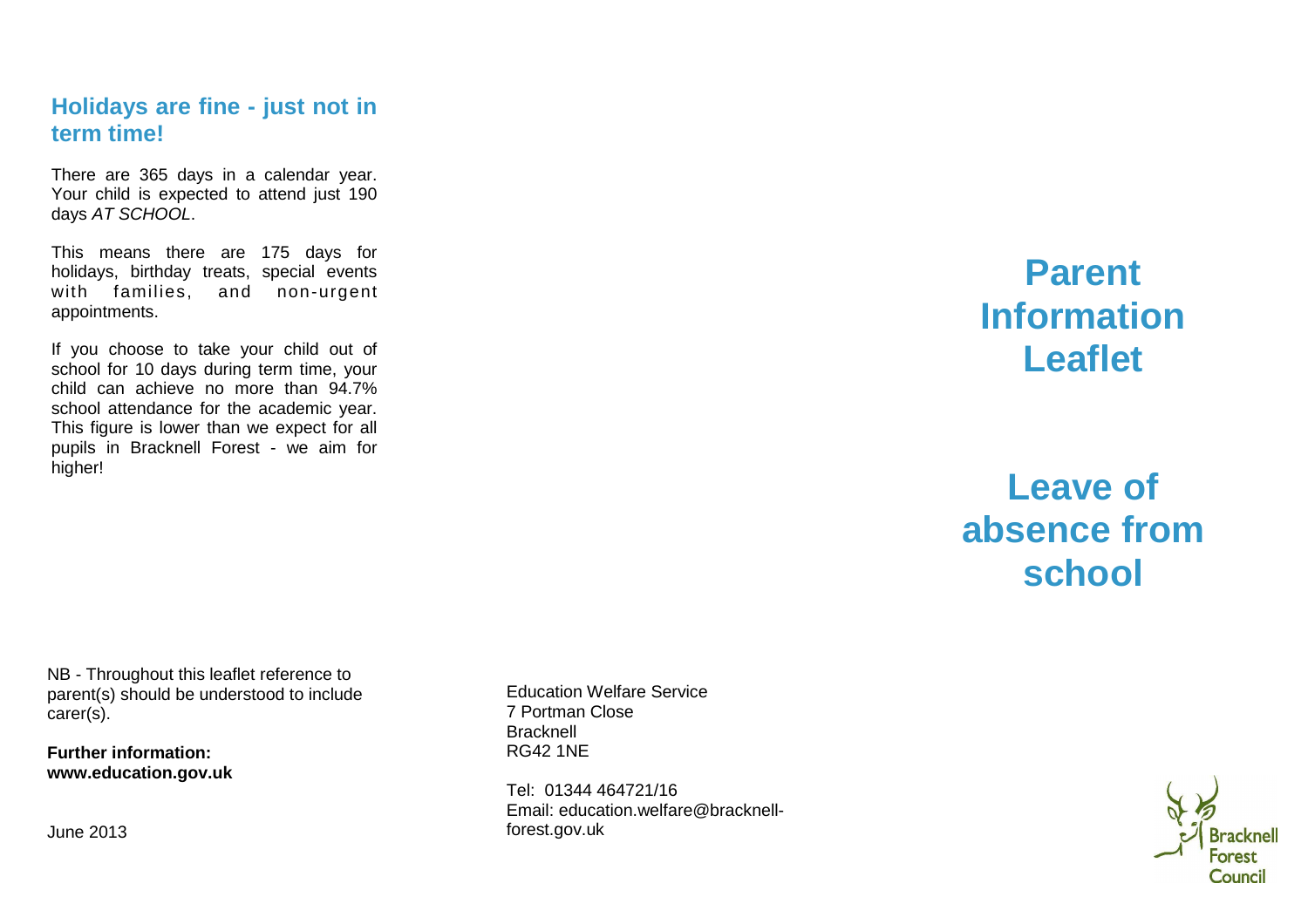## Holidays are fine - just not in term time!

There are 365 days in a calendar year. Your child is expected to attend just 190 days *AT SCHOOL*.

This means there are 175 days for holidays, birthday treats, special events with families, and non-urgent appointments.

If you choose to take your child out of school for 10 days during term time, your child can achieve no more than 94.7% school attendance for the academic year. This figure is lower than we expect for all pupils in Bracknell Forest - we aim for higher!

NB - Throughout this leaflet reference to parent(s) should be understood to include carer(s).

**Further information:**
**www.education.gov.uk**

June 2013

Education Welfare Service
7 Portman Close
Bracknell
RG42 1NE

Tel: 01344 464721/16
Email: education.welfare@bracknell-forest.gov.uk

# Parent Information Leaflet

# Leave of absence from school

Bracknell Forest Council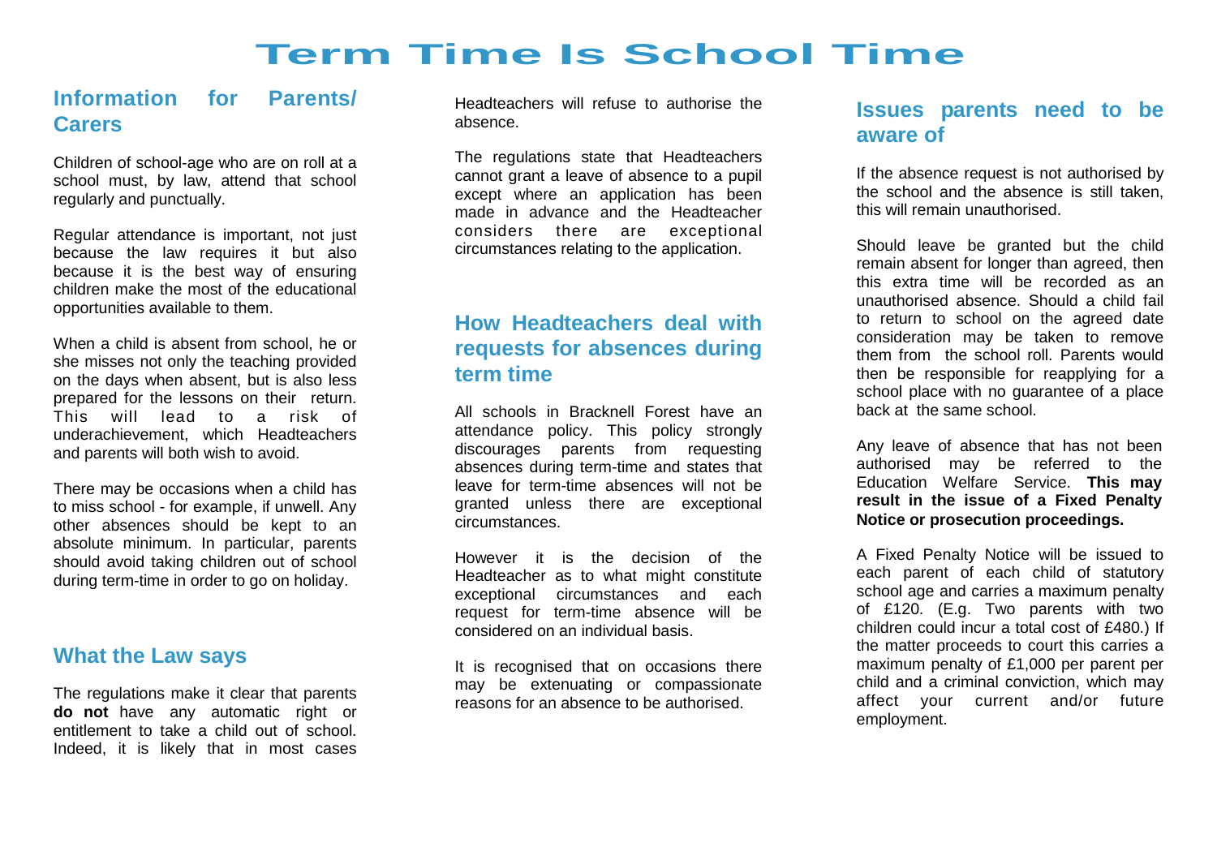# Term Time Is School Time

## Information for Parents/ Carers

Children of school-age who are on roll at a school must, by law, attend that school regularly and punctually.

Regular attendance is important, not just because the law requires it but also because it is the best way of ensuring children make the most of the educational opportunities available to them.

When a child is absent from school, he or she misses not only the teaching provided on the days when absent, but is also less prepared for the lessons on their return. This will lead to a risk of underachievement, which Headteachers and parents will both wish to avoid.

There may be occasions when a child has to miss school - for example, if unwell. Any other absences should be kept to an absolute minimum. In particular, parents should avoid taking children out of school during term-time in order to go on holiday.

## What the Law says

The regulations make it clear that parents **do not** have any automatic right or entitlement to take a child out of school. Indeed, it is likely that in most cases Headteachers will refuse to authorise the absence.

The regulations state that Headteachers cannot grant a leave of absence to a pupil except where an application has been made in advance and the Headteacher considers there are exceptional circumstances relating to the application.

## How Headteachers deal with requests for absences during term time

All schools in Bracknell Forest have an attendance policy. This policy strongly discourages parents from requesting absences during term-time and states that leave for term-time absences will not be granted unless there are exceptional circumstances.

However it is the decision of the Headteacher as to what might constitute exceptional circumstances and each request for term-time absence will be considered on an individual basis.

It is recognised that on occasions there may be extenuating or compassionate reasons for an absence to be authorised.

## Issues parents need to be aware of

If the absence request is not authorised by the school and the absence is still taken, this will remain unauthorised.

Should leave be granted but the child remain absent for longer than agreed, then this extra time will be recorded as an unauthorised absence. Should a child fail to return to school on the agreed date consideration may be taken to remove them from the school roll. Parents would then be responsible for reapplying for a school place with no guarantee of a place back at the same school.

Any leave of absence that has not been authorised may be referred to the Education Welfare Service. **This may result in the issue of a Fixed Penalty Notice or prosecution proceedings.**

A Fixed Penalty Notice will be issued to each parent of each child of statutory school age and carries a maximum penalty of £120. (E.g. Two parents with two children could incur a total cost of £480.) If the matter proceeds to court this carries a maximum penalty of £1,000 per parent per child and a criminal conviction, which may affect your current and/or future employment.